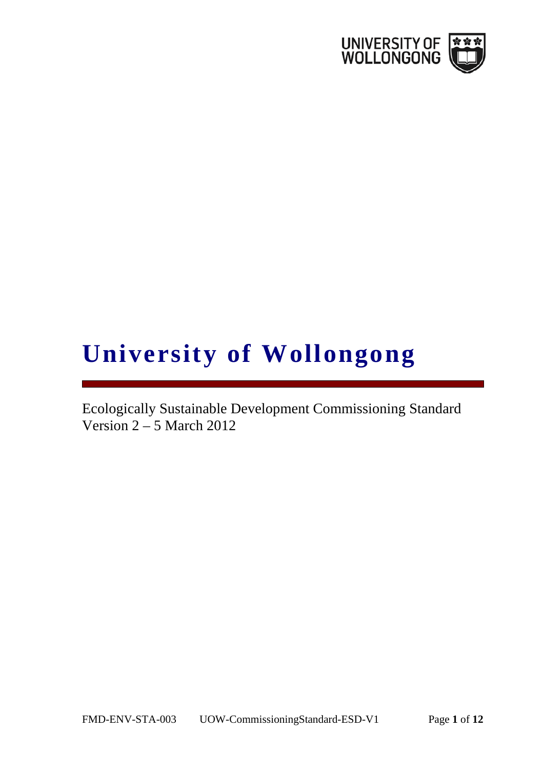# University of Wollongong

Ecologically Sustainable Development Commissioning Standard
Version 2 – 5 March 2012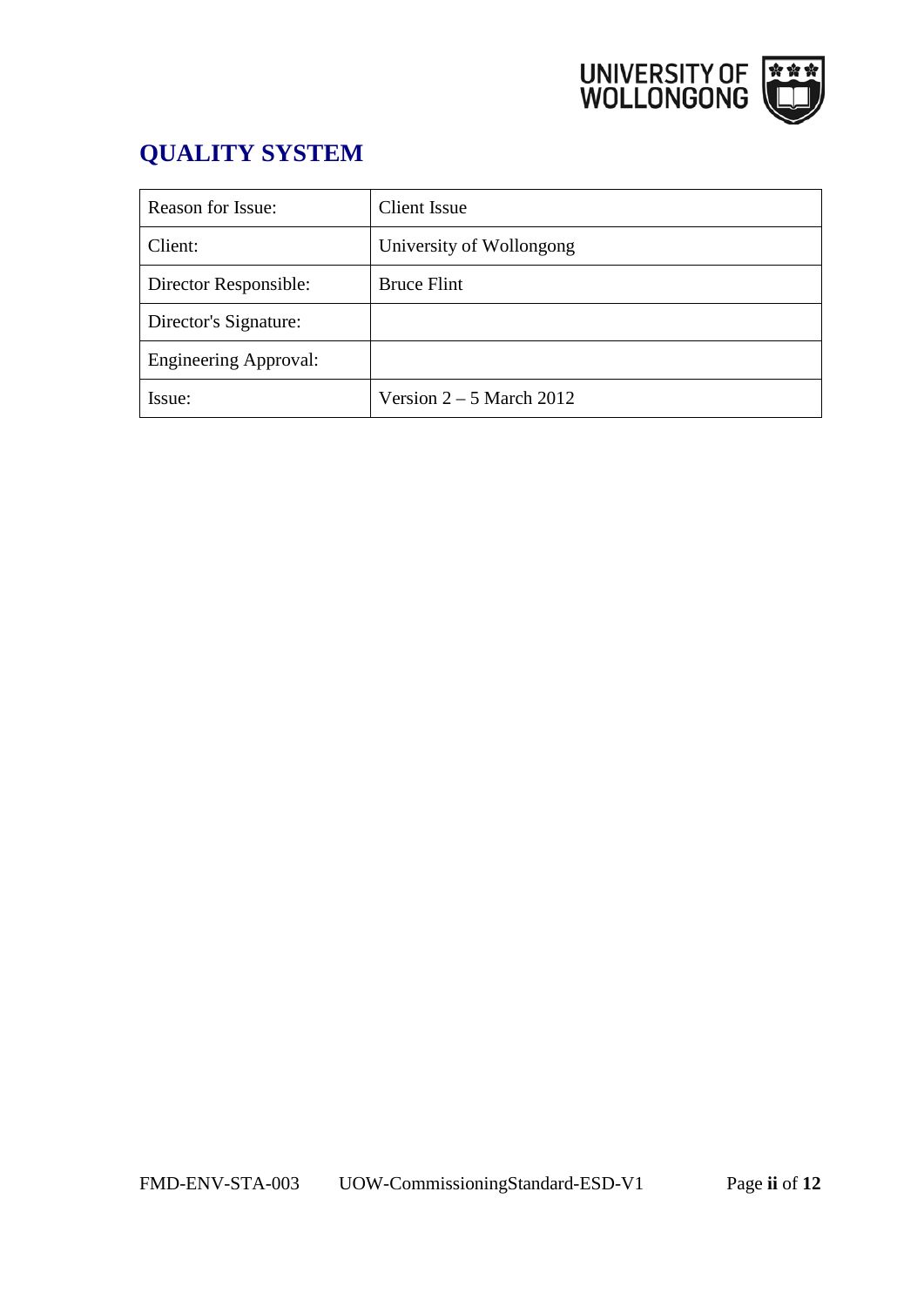# QUALITY SYSTEM

| Reason for Issue: | Client Issue |
|---|---|
| Client: | University of Wollongong |
| Director Responsible: | Bruce Flint |
| Director's Signature: | |
| Engineering Approval: | |
| Issue: | Version 2 – 5 March 2012 |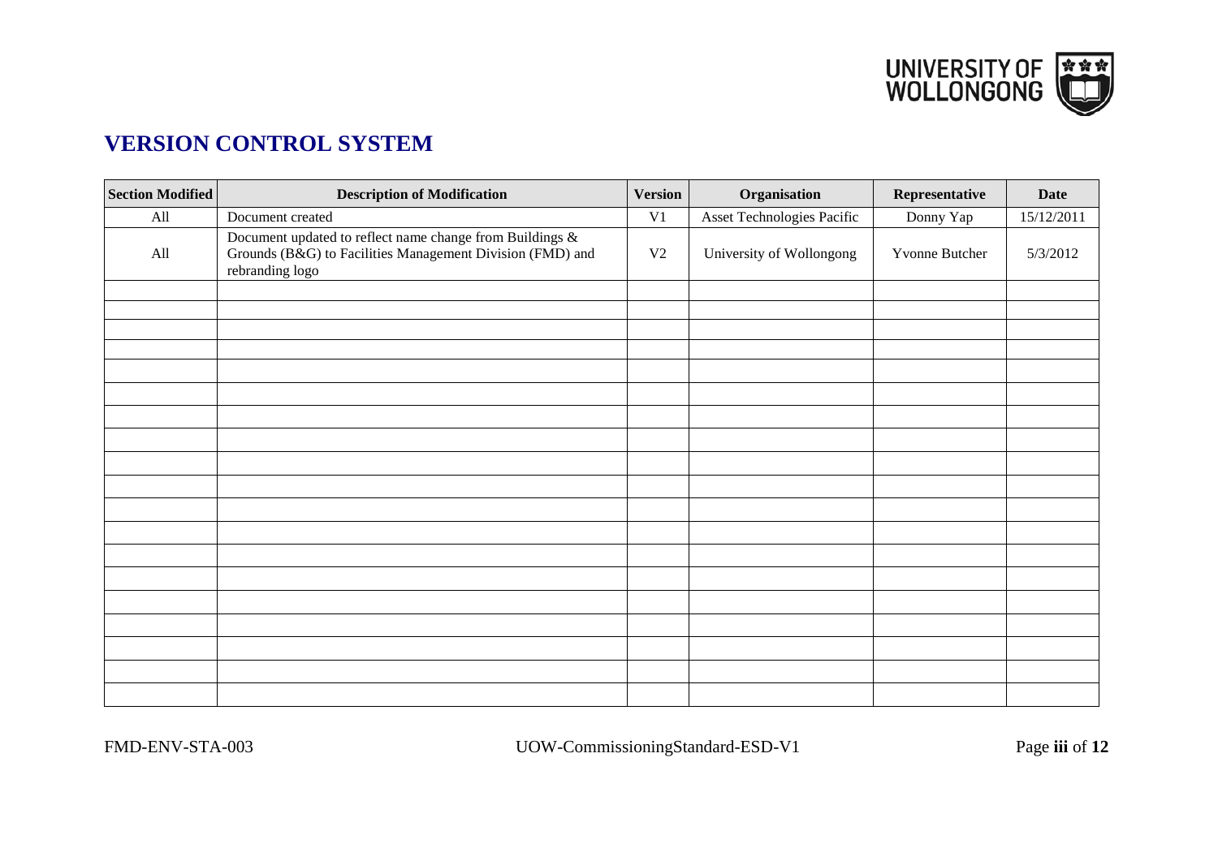## VERSION CONTROL SYSTEM

| Section Modified | Description of Modification | Version | Organisation | Representative | Date |
|---|---|---|---|---|---|
| All | Document created | V1 | Asset Technologies Pacific | Donny Yap | 15/12/2011 |
| All | Document updated to reflect name change from Buildings & Grounds (B&G) to Facilities Management Division (FMD) and rebranding logo | V2 | University of Wollongong | Yvonne Butcher | 5/3/2012 |
| | | | | | |
| | | | | | |
| | | | | | |
| | | | | | |
| | | | | | |
| | | | | | |
| | | | | | |
| | | | | | |
| | | | | | |
| | | | | | |
| | | | | | |
| | | | | | |
| | | | | | |
| | | | | | |
| | | | | | |
| | | | | | |
| | | | | | |
| | | | | | |
| | | | | | |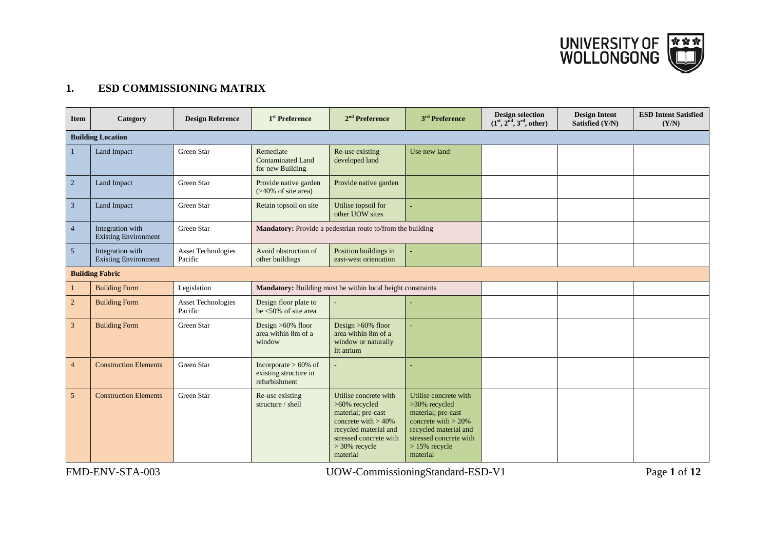## 1. ESD COMMISSIONING MATRIX

| Item | Category | Design Reference | 1st Preference | 2nd Preference | 3rd Preference | Design selection (1st, 2nd, 3rd, other) | Design Intent Satisfied (Y/N) | ESD Intent Satisfied (Y/N) |
|---|---|---|---|---|---|---|---|---|
| **Building Location** | | | | | | | | |
| 1 | Land Impact | Green Star | Remediate Contaminated Land for new Building | Re-use existing developed land | Use new land | | | |
| 2 | Land Impact | Green Star | Provide native garden (>40% of site area) | Provide native garden | | | | |
| 3 | Land Impact | Green Star | Retain topsoil on site | Utilise topsoil for other UOW sites | - | | | |
| 4 | Integration with Existing Environment | Green Star | **Mandatory:** Provide a pedestrian route to/from the building | | | | | |
| 5 | Integration with Existing Environment | Asset Technologies Pacific | Avoid obstruction of other buildings | Position buildings in east-west orientation | - | | | |
| **Building Fabric** | | | | | | | | |
| 1 | Building Form | Legislation | **Mandatory:** Building must be within local height constraints | | | | | |
| 2 | Building Form | Asset Technologies Pacific | Design floor plate to be <50% of site area | - | - | | | |
| 3 | Building Form | Green Star | Design >60% floor area within 8m of a window | Design >60% floor area within 8m of a window or naturally lit atrium | - | | | |
| 4 | Construction Elements | Green Star | Incorporate > 60% of existing structure in refurbishment | - | - | | | |
| 5 | Construction Elements | Green Star | Re-use existing structure / shell | Utilise concrete with >60% recycled material; pre-cast concrete with > 40% recycled material and stressed concrete with > 30% recycle material | Utilise concrete with >30% recycled material; pre-cast concrete with > 20% recycled material and stressed concrete with > 15% recycle material | | | |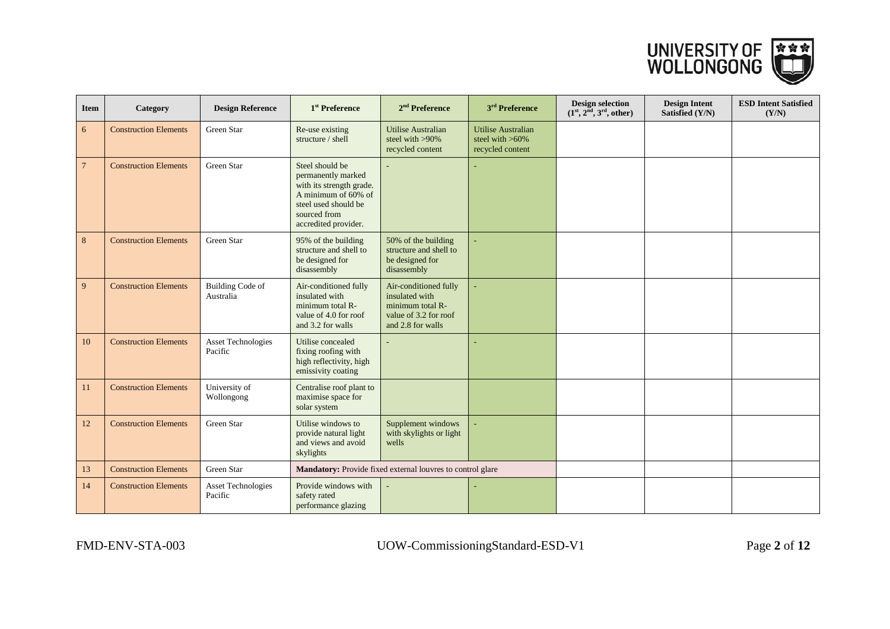| Item | Category | Design Reference | 1st Preference | 2nd Preference | 3rd Preference | Design selection (1st, 2nd, 3rd, other) | Design Intent Satisfied (Y/N) | ESD Intent Satisfied (Y/N) |
|---|---|---|---|---|---|---|---|---|
| 6 | Construction Elements | Green Star | Re-use existing structure / shell | Utilise Australian steel with >90% recycled content | Utilise Australian steel with >60% recycled content | | | |
| 7 | Construction Elements | Green Star | Steel should be permanently marked with its strength grade. A minimum of 60% of steel used should be sourced from accredited provider. | - | - | | | |
| 8 | Construction Elements | Green Star | 95% of the building structure and shell to be designed for disassembly | 50% of the building structure and shell to be designed for disassembly | - | | | |
| 9 | Construction Elements | Building Code of Australia | Air-conditioned fully insulated with minimum total R-value of 4.0 for roof and 3.2 for walls | Air-conditioned fully insulated with minimum total R-value of 3.2 for roof and 2.8 for walls | - | | | |
| 10 | Construction Elements | Asset Technologies Pacific | Utilise concealed fixing roofing with high reflectivity, high emissivity coating | - | - | | | |
| 11 | Construction Elements | University of Wollongong | Centralise roof plant to maximise space for solar system | | | | | |
| 12 | Construction Elements | Green Star | Utilise windows to provide natural light and views and avoid skylights | Supplement windows with skylights or light wells | - | | | |
| 13 | Construction Elements | Green Star | **Mandatory:** Provide fixed external louvres to control glare | | | | | |
| 14 | Construction Elements | Asset Technologies Pacific | Provide windows with safety rated performance glazing | - | - | | | |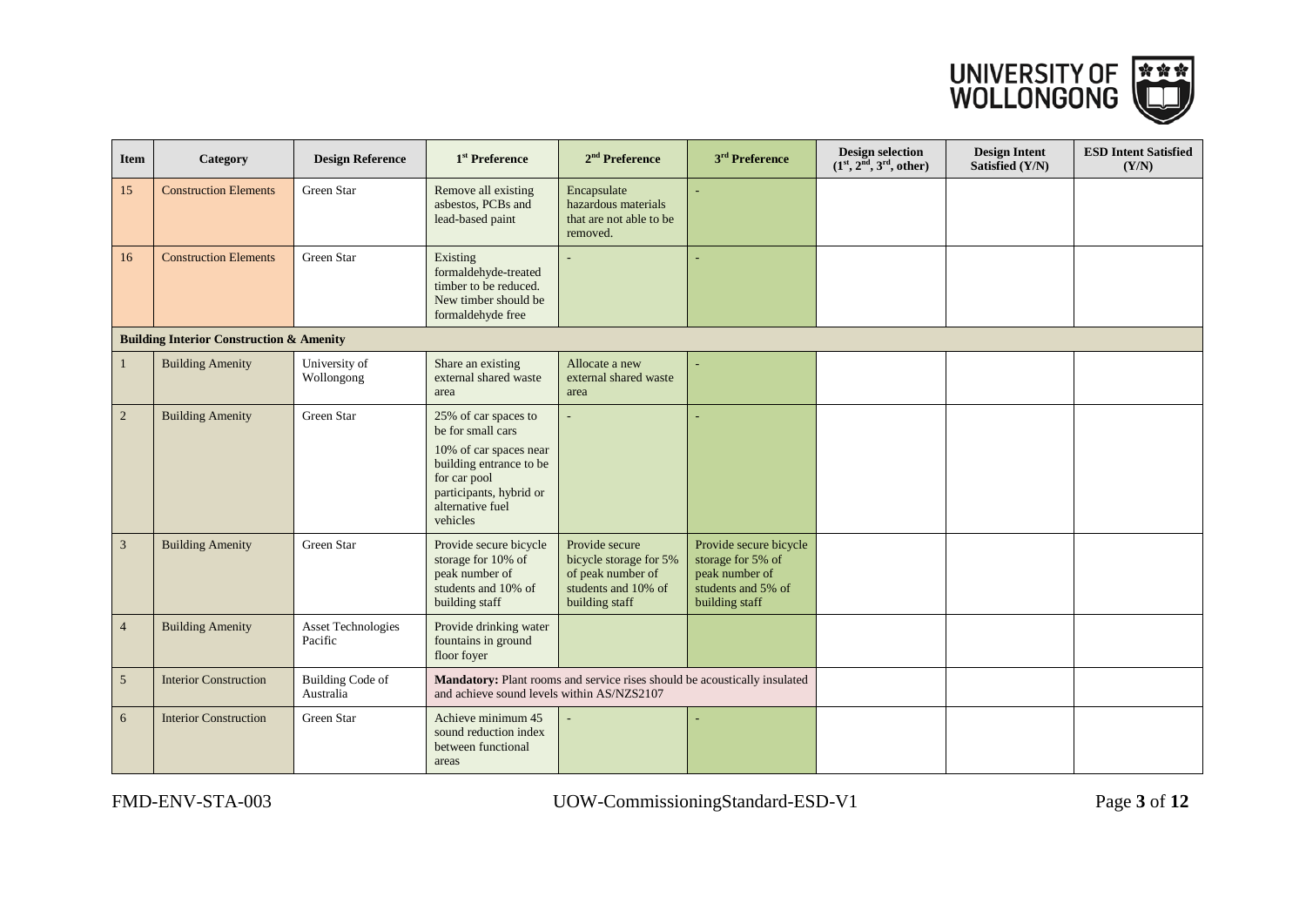| Item | Category | Design Reference | 1st Preference | 2nd Preference | 3rd Preference | Design selection (1st, 2nd, 3rd, other) | Design Intent Satisfied (Y/N) | ESD Intent Satisfied (Y/N) |
|---|---|---|---|---|---|---|---|---|
| 15 | Construction Elements | Green Star | Remove all existing asbestos, PCBs and lead-based paint | Encapsulate hazardous materials that are not able to be removed. | - | | | |
| 16 | Construction Elements | Green Star | Existing formaldehyde-treated timber to be reduced. New timber should be formaldehyde free | - | - | | | |
| **Building Interior Construction & Amenity** | | | | | | | | |
| 1 | Building Amenity | University of Wollongong | Share an existing external shared waste area | Allocate a new external shared waste area | - | | | |
| 2 | Building Amenity | Green Star | 25% of car spaces to be for small cars<br><br>10% of car spaces near building entrance to be for car pool participants, hybrid or alternative fuel vehicles | - | - | | | |
| 3 | Building Amenity | Green Star | Provide secure bicycle storage for 10% of peak number of students and 10% of building staff | Provide secure bicycle storage for 5% of peak number of students and 10% of building staff | Provide secure bicycle storage for 5% of peak number of students and 5% of building staff | | | |
| 4 | Building Amenity | Asset Technologies Pacific | Provide drinking water fountains in ground floor foyer | | | | | |
| 5 | Interior Construction | Building Code of Australia | **Mandatory:** Plant rooms and service rises should be acoustically insulated and achieve sound levels within AS/NZS2107 | | | | | |
| 6 | Interior Construction | Green Star | Achieve minimum 45 sound reduction index between functional areas | - | - | | | |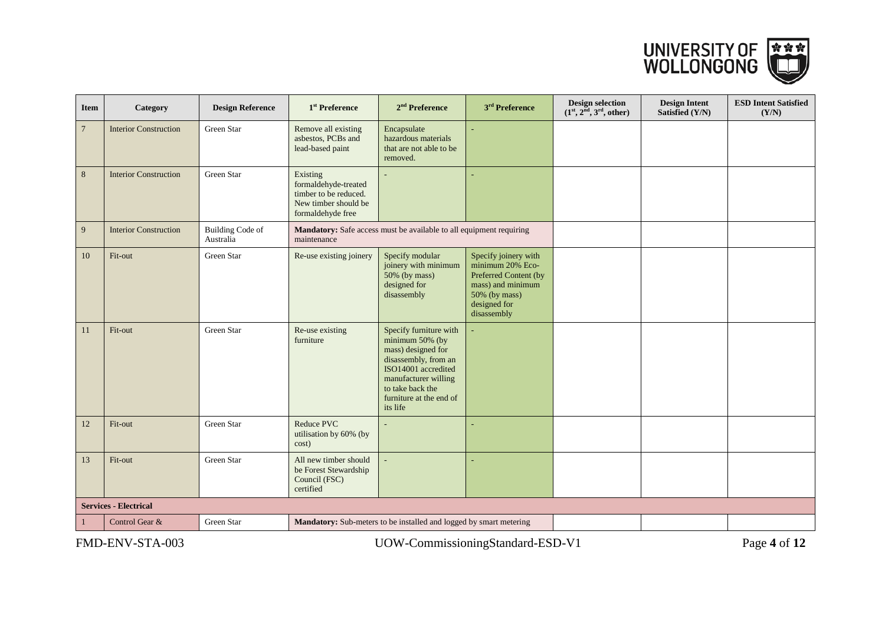| Item | Category | Design Reference | 1st Preference | 2nd Preference | 3rd Preference | Design selection (1st, 2nd, 3rd, other) | Design Intent Satisfied (Y/N) | ESD Intent Satisfied (Y/N) |
|---|---|---|---|---|---|---|---|---|
| 7 | Interior Construction | Green Star | Remove all existing asbestos, PCBs and lead-based paint | Encapsulate hazardous materials that are not able to be removed. | - | | | |
| 8 | Interior Construction | Green Star | Existing formaldehyde-treated timber to be reduced. New timber should be formaldehyde free | - | - | | | |
| 9 | Interior Construction | Building Code of Australia | **Mandatory:** Safe access must be available to all equipment requiring maintenance | | | | | |
| 10 | Fit-out | Green Star | Re-use existing joinery | Specify modular joinery with minimum 50% (by mass) designed for disassembly | Specify joinery with minimum 20% Eco-Preferred Content (by mass) and minimum 50% (by mass) designed for disassembly | | | |
| 11 | Fit-out | Green Star | Re-use existing furniture | Specify furniture with minimum 50% (by mass) designed for disassembly, from an ISO14001 accredited manufacturer willing to take back the furniture at the end of its life | - | | | |
| 12 | Fit-out | Green Star | Reduce PVC utilisation by 60% (by cost) | - | - | | | |
| 13 | Fit-out | Green Star | All new timber should be Forest Stewardship Council (FSC) certified | - | - | | | |
| **Services - Electrical** | | | | | | | | |
| 1 | Control Gear & | Green Star | **Mandatory:** Sub-meters to be installed and logged by smart metering | | | | | |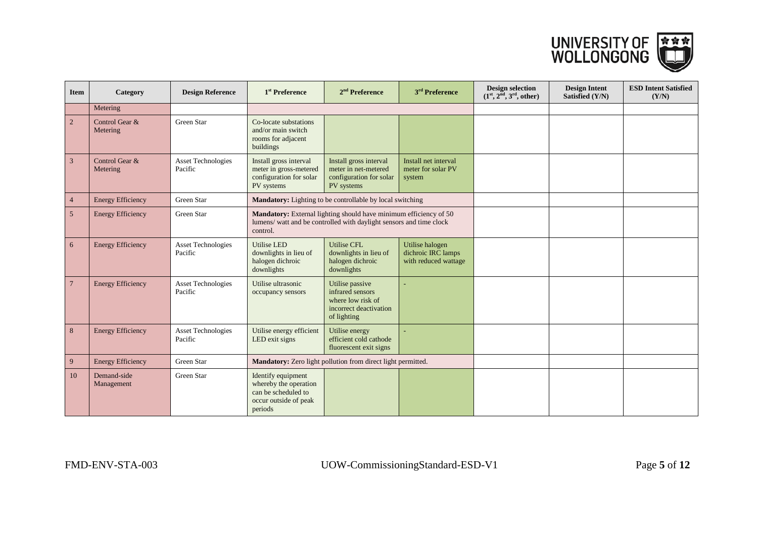| Item | Category | Design Reference | 1st Preference | 2nd Preference | 3rd Preference | Design selection (1st, 2nd, 3rd, other) | Design Intent Satisfied (Y/N) | ESD Intent Satisfied (Y/N) |
|---|---|---|---|---|---|---|---|---|
| | Metering | | | | | | | |
| 2 | Control Gear & Metering | Green Star | Co-locate substations and/or main switch rooms for adjacent buildings | | | | | |
| 3 | Control Gear & Metering | Asset Technologies Pacific | Install gross interval meter in gross-metered configuration for solar PV systems | Install gross interval meter in net-metered configuration for solar PV systems | Install net interval meter for solar PV system | | | |
| 4 | Energy Efficiency | Green Star | **Mandatory:** Lighting to be controllable by local switching | | | | | |
| 5 | Energy Efficiency | Green Star | **Mandatory:** External lighting should have minimum efficiency of 50 lumens/ watt and be controlled with daylight sensors and time clock control. | | | | | |
| 6 | Energy Efficiency | Asset Technologies Pacific | Utilise LED downlights in lieu of halogen dichroic downlights | Utilise CFL downlights in lieu of halogen dichroic downlights | Utilise halogen dichroic IRC lamps with reduced wattage | | | |
| 7 | Energy Efficiency | Asset Technologies Pacific | Utilise ultrasonic occupancy sensors | Utilise passive infrared sensors where low risk of incorrect deactivation of lighting | - | | | |
| 8 | Energy Efficiency | Asset Technologies Pacific | Utilise energy efficient LED exit signs | Utilise energy efficient cold cathode fluorescent exit signs | - | | | |
| 9 | Energy Efficiency | Green Star | **Mandatory:** Zero light pollution from direct light permitted. | | | | | |
| 10 | Demand-side Management | Green Star | Identify equipment whereby the operation can be scheduled to occur outside of peak periods | | | | | |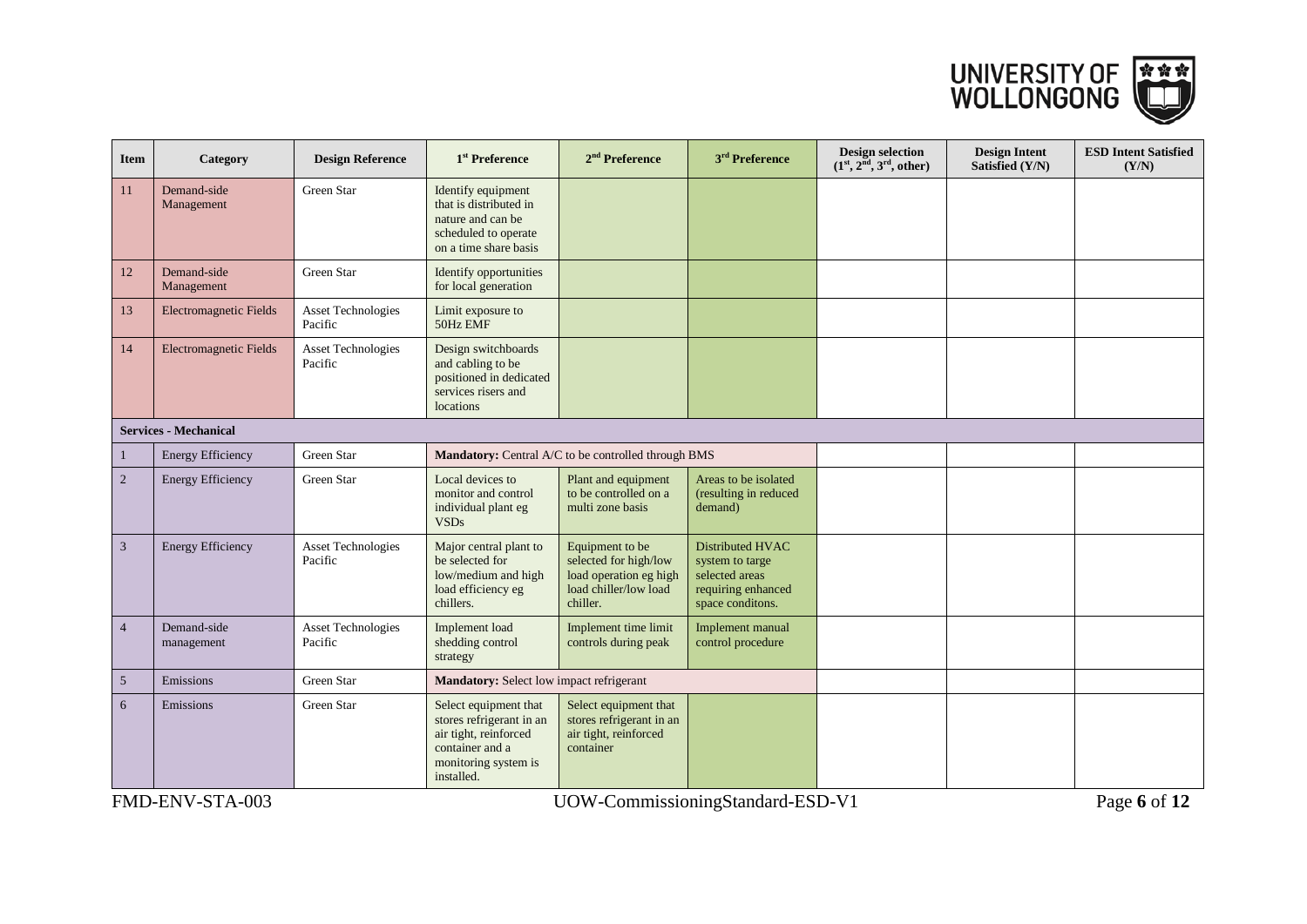| Item | Category | Design Reference | 1st Preference | 2nd Preference | 3rd Preference | Design selection (1st, 2nd, 3rd, other) | Design Intent Satisfied (Y/N) | ESD Intent Satisfied (Y/N) |
|---|---|---|---|---|---|---|---|---|
| 11 | Demand-side Management | Green Star | Identify equipment that is distributed in nature and can be scheduled to operate on a time share basis | | | | | |
| 12 | Demand-side Management | Green Star | Identify opportunities for local generation | | | | | |
| 13 | Electromagnetic Fields | Asset Technologies Pacific | Limit exposure to 50Hz EMF | | | | | |
| 14 | Electromagnetic Fields | Asset Technologies Pacific | Design switchboards and cabling to be positioned in dedicated services risers and locations | | | | | |
| **Services - Mechanical** | | | | | | | | |
| 1 | Energy Efficiency | Green Star | **Mandatory:** Central A/C to be controlled through BMS | | | | | |
| 2 | Energy Efficiency | Green Star | Local devices to monitor and control individual plant eg VSDs | Plant and equipment to be controlled on a multi zone basis | Areas to be isolated (resulting in reduced demand) | | | |
| 3 | Energy Efficiency | Asset Technologies Pacific | Major central plant to be selected for low/medium and high load efficiency eg chillers. | Equipment to be selected for high/low load operation eg high load chiller/low load chiller. | Distributed HVAC system to targe selected areas requiring enhanced space conditons. | | | |
| 4 | Demand-side management | Asset Technologies Pacific | Implement load shedding control strategy | Implement time limit controls during peak | Implement manual control procedure | | | |
| 5 | Emissions | Green Star | **Mandatory:** Select low impact refrigerant | | | | | |
| 6 | Emissions | Green Star | Select equipment that stores refrigerant in an air tight, reinforced container and a monitoring system is installed. | Select equipment that stores refrigerant in an air tight, reinforced container | | | | |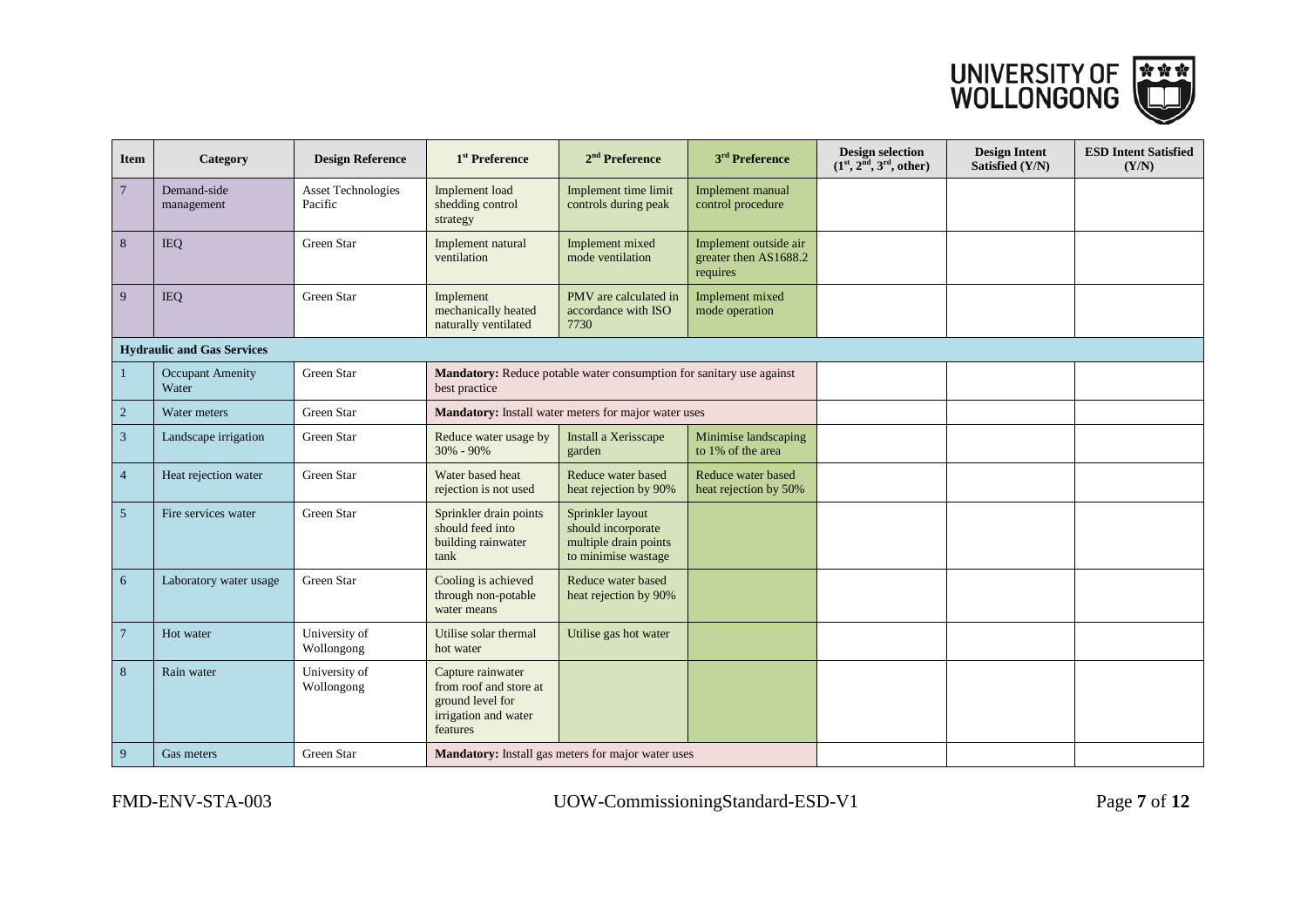| Item | Category | Design Reference | 1st Preference | 2nd Preference | 3rd Preference | Design selection (1st, 2nd, 3rd, other) | Design Intent Satisfied (Y/N) | ESD Intent Satisfied (Y/N) |
|---|---|---|---|---|---|---|---|---|
| 7 | Demand-side management | Asset Technologies Pacific | Implement load shedding control strategy | Implement time limit controls during peak | Implement manual control procedure | | | |
| 8 | IEQ | Green Star | Implement natural ventilation | Implement mixed mode ventilation | Implement outside air greater then AS1688.2 requires | | | |
| 9 | IEQ | Green Star | Implement mechanically heated naturally ventilated | PMV are calculated in accordance with ISO 7730 | Implement mixed mode operation | | | |
| **Hydraulic and Gas Services** | | | | | | | | |
| 1 | Occupant Amenity Water | Green Star | **Mandatory:** Reduce potable water consumption for sanitary use against best practice | | | | | |
| 2 | Water meters | Green Star | **Mandatory:** Install water meters for major water uses | | | | | |
| 3 | Landscape irrigation | Green Star | Reduce water usage by 30% - 90% | Install a Xerisscape garden | Minimise landscaping to 1% of the area | | | |
| 4 | Heat rejection water | Green Star | Water based heat rejection is not used | Reduce water based heat rejection by 90% | Reduce water based heat rejection by 50% | | | |
| 5 | Fire services water | Green Star | Sprinkler drain points should feed into building rainwater tank | Sprinkler layout should incorporate multiple drain points to minimise wastage | | | | |
| 6 | Laboratory water usage | Green Star | Cooling is achieved through non-potable water means | Reduce water based heat rejection by 90% | | | | |
| 7 | Hot water | University of Wollongong | Utilise solar thermal hot water | Utilise gas hot water | | | | |
| 8 | Rain water | University of Wollongong | Capture rainwater from roof and store at ground level for irrigation and water features | | | | | |
| 9 | Gas meters | Green Star | **Mandatory:** Install gas meters for major water uses | | | | | |

FMD-ENV-STA-003 UOW-CommissioningStandard-ESD-V1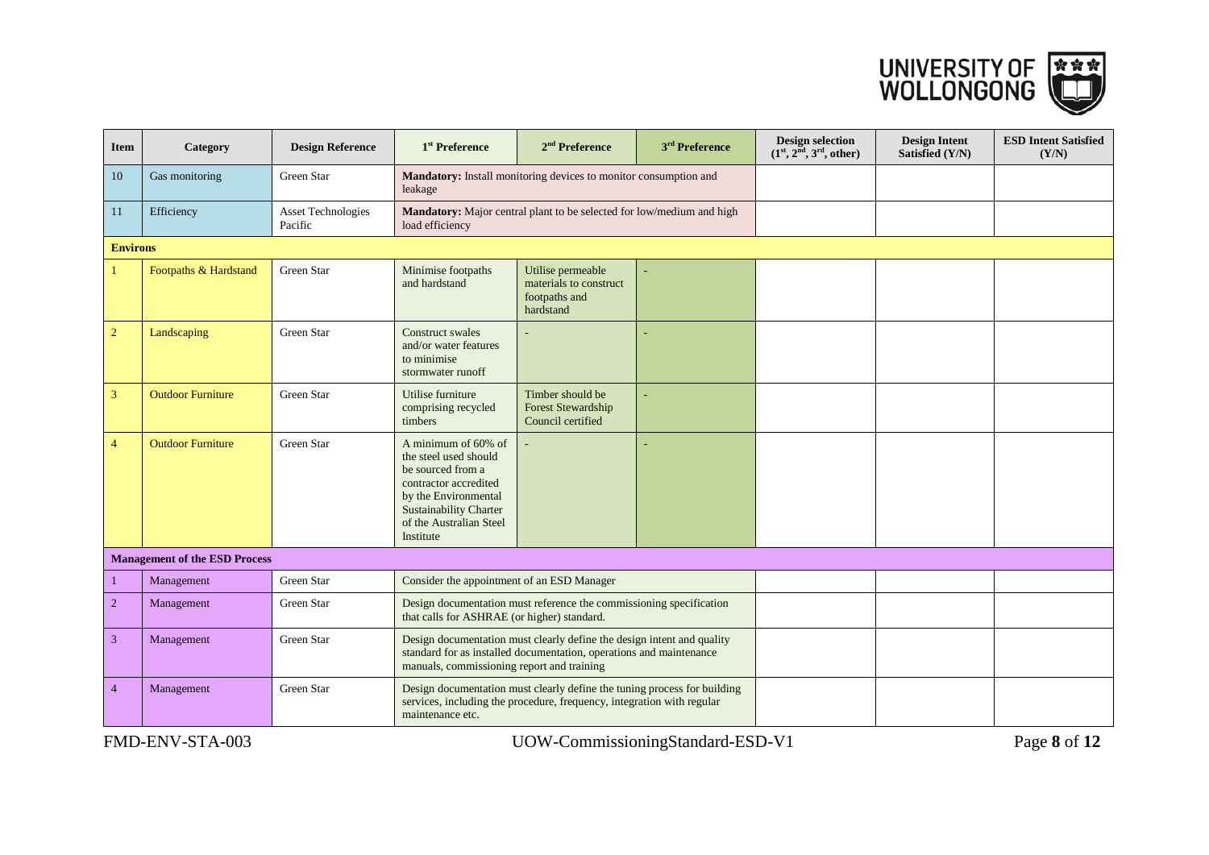| Item | Category | Design Reference | 1st Preference | 2nd Preference | 3rd Preference | Design selection (1st, 2nd, 3rd, other) | Design Intent Satisfied (Y/N) | ESD Intent Satisfied (Y/N) |
|---|---|---|---|---|---|---|---|---|
| 10 | Gas monitoring | Green Star | **Mandatory:** Install monitoring devices to monitor consumption and leakage | | | | | |
| 11 | Efficiency | Asset Technologies Pacific | **Mandatory:** Major central plant to be selected for low/medium and high load efficiency | | | | | |
| **Environs** | | | | | | | | |
| 1 | Footpaths & Hardstand | Green Star | Minimise footpaths and hardstand | Utilise permeable materials to construct footpaths and hardstand | - | | | |
| 2 | Landscaping | Green Star | Construct swales and/or water features to minimise stormwater runoff | - | - | | | |
| 3 | Outdoor Furniture | Green Star | Utilise furniture comprising recycled timbers | Timber should be Forest Stewardship Council certified | - | | | |
| 4 | Outdoor Furniture | Green Star | A minimum of 60% of the steel used should be sourced from a contractor accredited by the Environmental Sustainability Charter of the Australian Steel Institute | - | - | | | |
| **Management of the ESD Process** | | | | | | | | |
| 1 | Management | Green Star | Consider the appointment of an ESD Manager | | | | | |
| 2 | Management | Green Star | Design documentation must reference the commissioning specification that calls for ASHRAE (or higher) standard. | | | | | |
| 3 | Management | Green Star | Design documentation must clearly define the design intent and quality standard for as installed documentation, operations and maintenance manuals, commissioning report and training | | | | | |
| 4 | Management | Green Star | Design documentation must clearly define the tuning process for building services, including the procedure, frequency, integration with regular maintenance etc. | | | | | |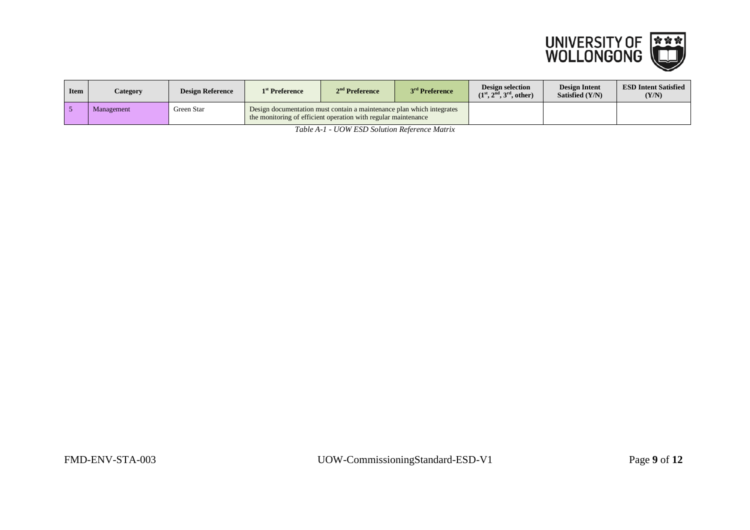| Item | Category | Design Reference | 1st Preference | 2nd Preference | 3rd Preference | Design selection (1st, 2nd, 3rd, other) | Design Intent Satisfied (Y/N) | ESD Intent Satisfied (Y/N) |
|---|---|---|---|---|---|---|---|---|
| 5 | Management | Green Star | Design documentation must contain a maintenance plan which integrates the monitoring of efficient operation with regular maintenance | | | | | |

*Table A-1 - UOW ESD Solution Reference Matrix*